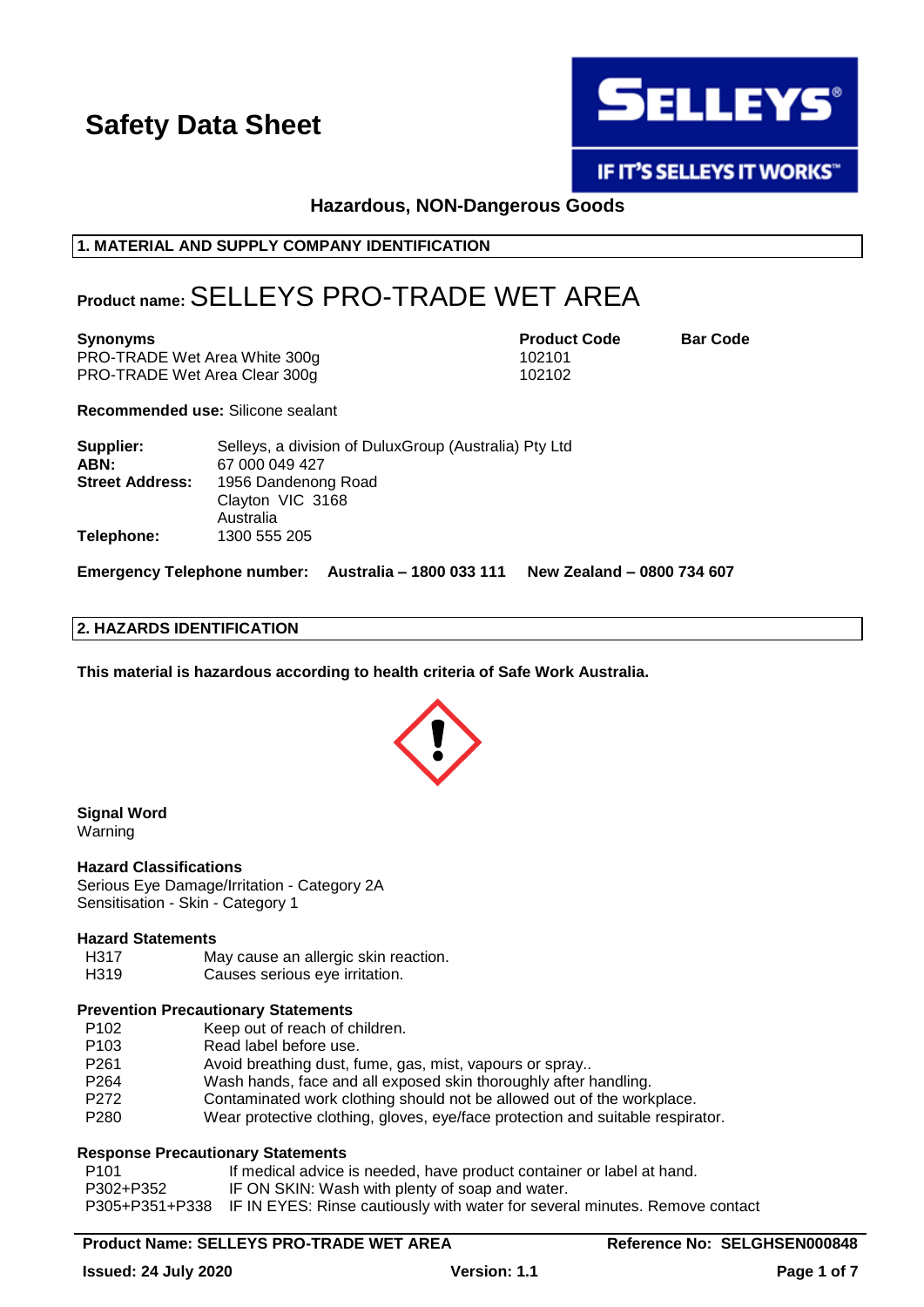# Safety Data Sheet

**Hazardous, NON-Dangerous Goods**

## 1. MATERIAL AND SUPPLY COMPANY IDENTIFICATION

**Product name:** SELLEYS PRO-TRADE WET AREA

| Synonyms | Product Code | Bar Code |
|---|---|---|
| PRO-TRADE Wet Area White 300g | 102101 | |
| PRO-TRADE Wet Area Clear 300g | 102102 | |

**Recommended use:** Silicone sealant

**Supplier:** Selleys, a division of DuluxGroup (Australia) Pty Ltd
**ABN:** 67 000 049 427
**Street Address:** 1956 Dandenong Road
Clayton VIC 3168
Australia
**Telephone:** 1300 555 205

**Emergency Telephone number: Australia – 1800 033 111 New Zealand – 0800 734 607**

## 2. HAZARDS IDENTIFICATION

**This material is hazardous according to health criteria of Safe Work Australia.**

**Signal Word**
Warning

**Hazard Classifications**
Serious Eye Damage/Irritation - Category 2A
Sensitisation - Skin - Category 1

**Hazard Statements**

| | |
|---|---|
| H317 | May cause an allergic skin reaction. |
| H319 | Causes serious eye irritation. |

**Prevention Precautionary Statements**

| | |
|---|---|
| P102 | Keep out of reach of children. |
| P103 | Read label before use. |
| P261 | Avoid breathing dust, fume, gas, mist, vapours or spray.. |
| P264 | Wash hands, face and all exposed skin thoroughly after handling. |
| P272 | Contaminated work clothing should not be allowed out of the workplace. |
| P280 | Wear protective clothing, gloves, eye/face protection and suitable respirator. |

**Response Precautionary Statements**

| | |
|---|---|
| P101 | If medical advice is needed, have product container or label at hand. |
| P302+P352 | IF ON SKIN: Wash with plenty of soap and water. |
| P305+P351+P338 | IF IN EYES: Rinse cautiously with water for several minutes. Remove contact |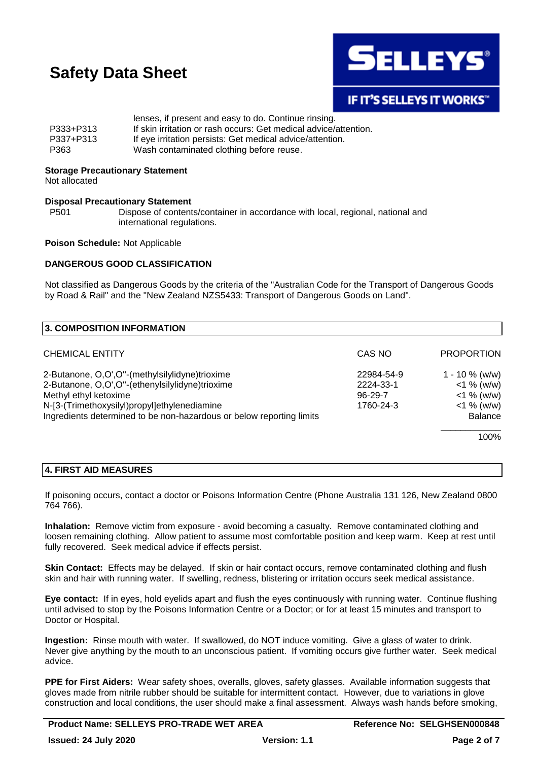lenses, if present and easy to do. Continue rinsing.

| | |
|---|---|
| P333+P313 | If skin irritation or rash occurs: Get medical advice/attention. |
| P337+P313 | If eye irritation persists: Get medical advice/attention. |
| P363 | Wash contaminated clothing before reuse. |

**Storage Precautionary Statement**
Not allocated

**Disposal Precautionary Statement**

| | |
|---|---|
| P501 | Dispose of contents/container in accordance with local, regional, national and international regulations. |

**Poison Schedule:** Not Applicable

**DANGEROUS GOOD CLASSIFICATION**

Not classified as Dangerous Goods by the criteria of the "Australian Code for the Transport of Dangerous Goods by Road & Rail" and the "New Zealand NZS5433: Transport of Dangerous Goods on Land".

## 3. COMPOSITION INFORMATION

| CHEMICAL ENTITY | CAS NO | PROPORTION |
|---|---|---|
| 2-Butanone, O,O',O''-(methylsilylidyne)trioxime | 22984-54-9 | 1 - 10 % (w/w) |
| 2-Butanone, O,O',O''-(ethenylsilylidyne)trioxime | 2224-33-1 | <1 % (w/w) |
| Methyl ethyl ketoxime | 96-29-7 | <1 % (w/w) |
| N-[3-(Trimethoxysilyl)propyl]ethylenediamine | 1760-24-3 | <1 % (w/w) |
| Ingredients determined to be non-hazardous or below reporting limits | | Balance |
| | | 100% |

## 4. FIRST AID MEASURES

If poisoning occurs, contact a doctor or Poisons Information Centre (Phone Australia 131 126, New Zealand 0800 764 766).

**Inhalation:** Remove victim from exposure - avoid becoming a casualty. Remove contaminated clothing and loosen remaining clothing. Allow patient to assume most comfortable position and keep warm. Keep at rest until fully recovered. Seek medical advice if effects persist.

**Skin Contact:** Effects may be delayed. If skin or hair contact occurs, remove contaminated clothing and flush skin and hair with running water. If swelling, redness, blistering or irritation occurs seek medical assistance.

**Eye contact:** If in eyes, hold eyelids apart and flush the eyes continuously with running water. Continue flushing until advised to stop by the Poisons Information Centre or a Doctor; or for at least 15 minutes and transport to Doctor or Hospital.

**Ingestion:** Rinse mouth with water. If swallowed, do NOT induce vomiting. Give a glass of water to drink. Never give anything by the mouth to an unconscious patient. If vomiting occurs give further water. Seek medical advice.

**PPE for First Aiders:** Wear safety shoes, overalls, gloves, safety glasses. Available information suggests that gloves made from nitrile rubber should be suitable for intermittent contact. However, due to variations in glove construction and local conditions, the user should make a final assessment. Always wash hands before smoking,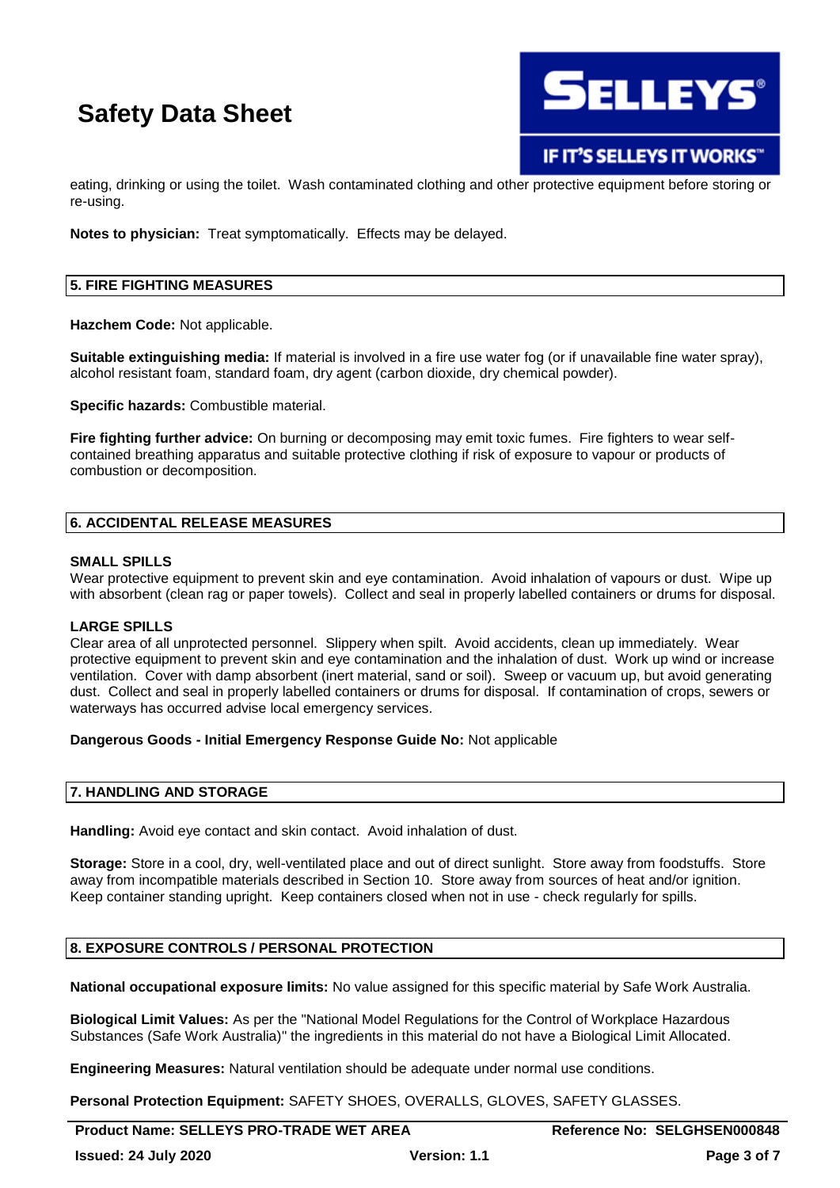eating, drinking or using the toilet. Wash contaminated clothing and other protective equipment before storing or re-using.

**Notes to physician:** Treat symptomatically. Effects may be delayed.

## 5. FIRE FIGHTING MEASURES

**Hazchem Code:** Not applicable.

**Suitable extinguishing media:** If material is involved in a fire use water fog (or if unavailable fine water spray), alcohol resistant foam, standard foam, dry agent (carbon dioxide, dry chemical powder).

**Specific hazards:** Combustible material.

**Fire fighting further advice:** On burning or decomposing may emit toxic fumes. Fire fighters to wear self-contained breathing apparatus and suitable protective clothing if risk of exposure to vapour or products of combustion or decomposition.

## 6. ACCIDENTAL RELEASE MEASURES

**SMALL SPILLS**

Wear protective equipment to prevent skin and eye contamination. Avoid inhalation of vapours or dust. Wipe up with absorbent (clean rag or paper towels). Collect and seal in properly labelled containers or drums for disposal.

**LARGE SPILLS**

Clear area of all unprotected personnel. Slippery when spilt. Avoid accidents, clean up immediately. Wear protective equipment to prevent skin and eye contamination and the inhalation of dust. Work up wind or increase ventilation. Cover with damp absorbent (inert material, sand or soil). Sweep or vacuum up, but avoid generating dust. Collect and seal in properly labelled containers or drums for disposal. If contamination of crops, sewers or waterways has occurred advise local emergency services.

**Dangerous Goods - Initial Emergency Response Guide No:** Not applicable

## 7. HANDLING AND STORAGE

**Handling:** Avoid eye contact and skin contact. Avoid inhalation of dust.

**Storage:** Store in a cool, dry, well-ventilated place and out of direct sunlight. Store away from foodstuffs. Store away from incompatible materials described in Section 10. Store away from sources of heat and/or ignition. Keep container standing upright. Keep containers closed when not in use - check regularly for spills.

## 8. EXPOSURE CONTROLS / PERSONAL PROTECTION

**National occupational exposure limits:** No value assigned for this specific material by Safe Work Australia.

**Biological Limit Values:** As per the "National Model Regulations for the Control of Workplace Hazardous Substances (Safe Work Australia)" the ingredients in this material do not have a Biological Limit Allocated.

**Engineering Measures:** Natural ventilation should be adequate under normal use conditions.

**Personal Protection Equipment:** SAFETY SHOES, OVERALLS, GLOVES, SAFETY GLASSES.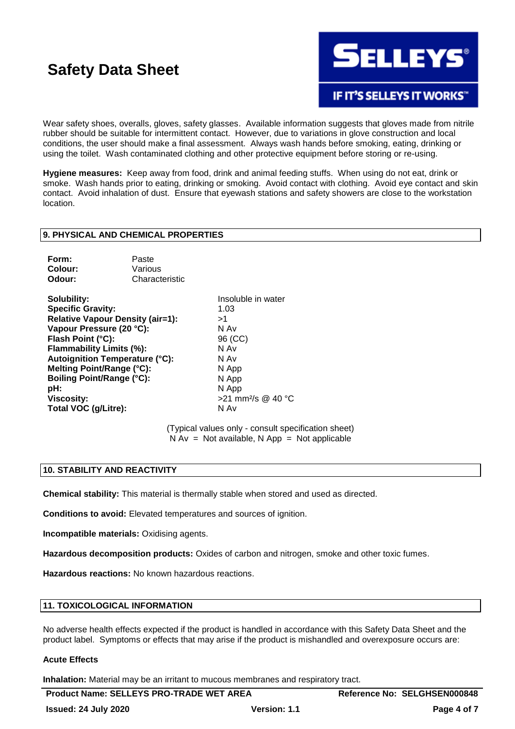Wear safety shoes, overalls, gloves, safety glasses. Available information suggests that gloves made from nitrile rubber should be suitable for intermittent contact. However, due to variations in glove construction and local conditions, the user should make a final assessment. Always wash hands before smoking, eating, drinking or using the toilet. Wash contaminated clothing and other protective equipment before storing or re-using.

**Hygiene measures:** Keep away from food, drink and animal feeding stuffs. When using do not eat, drink or smoke. Wash hands prior to eating, drinking or smoking. Avoid contact with clothing. Avoid eye contact and skin contact. Avoid inhalation of dust. Ensure that eyewash stations and safety showers are close to the workstation location.

## 9. PHYSICAL AND CHEMICAL PROPERTIES

| | |
|---|---|
| **Form:** | Paste |
| **Colour:** | Various |
| **Odour:** | Characteristic |

| | |
|---|---|
| **Solubility:** | Insoluble in water |
| **Specific Gravity:** | 1.03 |
| **Relative Vapour Density (air=1):** | >1 |
| **Vapour Pressure (20 °C):** | N Av |
| **Flash Point (°C):** | 96 (CC) |
| **Flammability Limits (%):** | N Av |
| **Autoignition Temperature (°C):** | N Av |
| **Melting Point/Range (°C):** | N App |
| **Boiling Point/Range (°C):** | N App |
| **pH:** | N App |
| **Viscosity:** | >21 $mm^2/s$ @ 40 °C |
| **Total VOC (g/Litre):** | N Av |

(Typical values only - consult specification sheet)
N Av = Not available, N App = Not applicable

## 10. STABILITY AND REACTIVITY

**Chemical stability:** This material is thermally stable when stored and used as directed.

**Conditions to avoid:** Elevated temperatures and sources of ignition.

**Incompatible materials:** Oxidising agents.

**Hazardous decomposition products:** Oxides of carbon and nitrogen, smoke and other toxic fumes.

**Hazardous reactions:** No known hazardous reactions.

## 11. TOXICOLOGICAL INFORMATION

No adverse health effects expected if the product is handled in accordance with this Safety Data Sheet and the product label. Symptoms or effects that may arise if the product is mishandled and overexposure occurs are:

### Acute Effects

**Inhalation:** Material may be an irritant to mucous membranes and respiratory tract.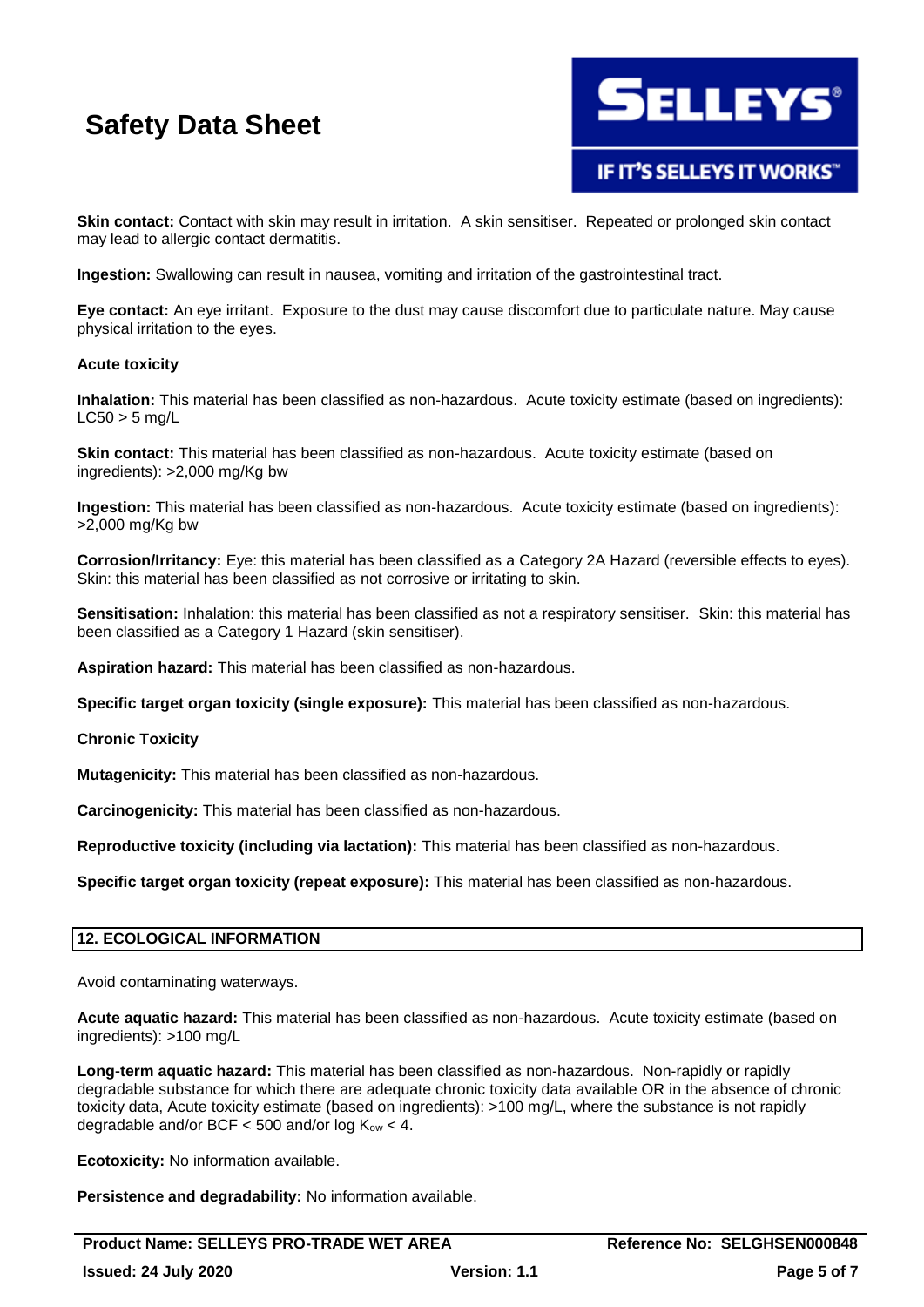**Skin contact:** Contact with skin may result in irritation. A skin sensitiser. Repeated or prolonged skin contact may lead to allergic contact dermatitis.

**Ingestion:** Swallowing can result in nausea, vomiting and irritation of the gastrointestinal tract.

**Eye contact:** An eye irritant. Exposure to the dust may cause discomfort due to particulate nature. May cause physical irritation to the eyes.

**Acute toxicity**

**Inhalation:** This material has been classified as non-hazardous. Acute toxicity estimate (based on ingredients): LC50 > 5 mg/L

**Skin contact:** This material has been classified as non-hazardous. Acute toxicity estimate (based on ingredients): >2,000 mg/Kg bw

**Ingestion:** This material has been classified as non-hazardous. Acute toxicity estimate (based on ingredients): >2,000 mg/Kg bw

**Corrosion/Irritancy:** Eye: this material has been classified as a Category 2A Hazard (reversible effects to eyes). Skin: this material has been classified as not corrosive or irritating to skin.

**Sensitisation:** Inhalation: this material has been classified as not a respiratory sensitiser. Skin: this material has been classified as a Category 1 Hazard (skin sensitiser).

**Aspiration hazard:** This material has been classified as non-hazardous.

**Specific target organ toxicity (single exposure):** This material has been classified as non-hazardous.

**Chronic Toxicity**

**Mutagenicity:** This material has been classified as non-hazardous.

**Carcinogenicity:** This material has been classified as non-hazardous.

**Reproductive toxicity (including via lactation):** This material has been classified as non-hazardous.

**Specific target organ toxicity (repeat exposure):** This material has been classified as non-hazardous.

## 12. ECOLOGICAL INFORMATION

Avoid contaminating waterways.

**Acute aquatic hazard:** This material has been classified as non-hazardous. Acute toxicity estimate (based on ingredients): >100 mg/L

**Long-term aquatic hazard:** This material has been classified as non-hazardous. Non-rapidly or rapidly degradable substance for which there are adequate chronic toxicity data available OR in the absence of chronic toxicity data, Acute toxicity estimate (based on ingredients): >100 mg/L, where the substance is not rapidly degradable and/or BCF < 500 and/or log $K_{ow}$ < 4.

**Ecotoxicity:** No information available.

**Persistence and degradability:** No information available.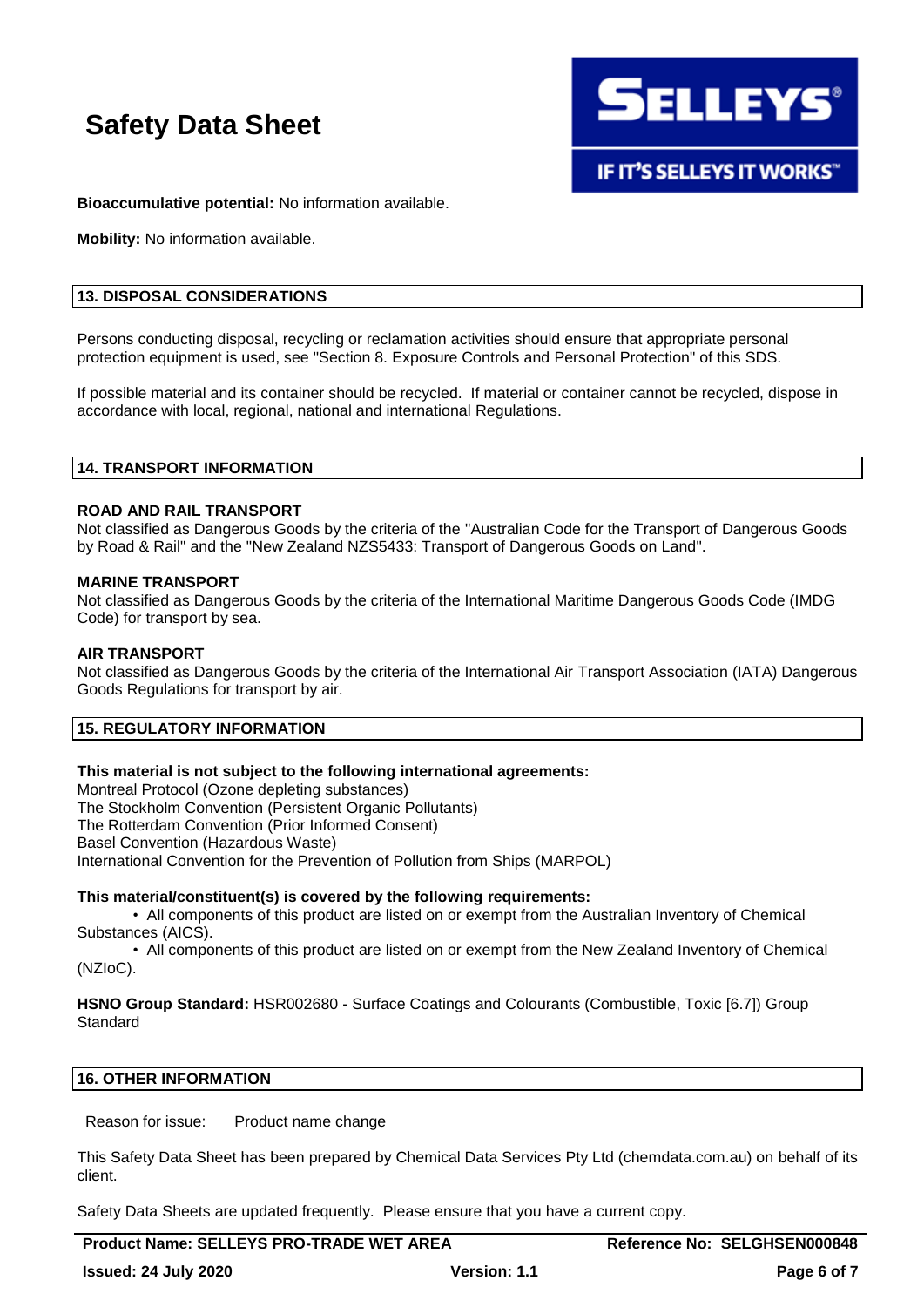**Bioaccumulative potential:** No information available.

**Mobility:** No information available.

## 13. DISPOSAL CONSIDERATIONS

Persons conducting disposal, recycling or reclamation activities should ensure that appropriate personal protection equipment is used, see "Section 8. Exposure Controls and Personal Protection" of this SDS.

If possible material and its container should be recycled. If material or container cannot be recycled, dispose in accordance with local, regional, national and international Regulations.

## 14. TRANSPORT INFORMATION

**ROAD AND RAIL TRANSPORT**
Not classified as Dangerous Goods by the criteria of the "Australian Code for the Transport of Dangerous Goods by Road & Rail" and the "New Zealand NZS5433: Transport of Dangerous Goods on Land".

**MARINE TRANSPORT**
Not classified as Dangerous Goods by the criteria of the International Maritime Dangerous Goods Code (IMDG Code) for transport by sea.

**AIR TRANSPORT**
Not classified as Dangerous Goods by the criteria of the International Air Transport Association (IATA) Dangerous Goods Regulations for transport by air.

## 15. REGULATORY INFORMATION

**This material is not subject to the following international agreements:**
Montreal Protocol (Ozone depleting substances)
The Stockholm Convention (Persistent Organic Pollutants)
The Rotterdam Convention (Prior Informed Consent)
Basel Convention (Hazardous Waste)
International Convention for the Prevention of Pollution from Ships (MARPOL)

**This material/constituent(s) is covered by the following requirements:**

- All components of this product are listed on or exempt from the Australian Inventory of Chemical Substances (AICS).
- All components of this product are listed on or exempt from the New Zealand Inventory of Chemical (NZIoC).

**HSNO Group Standard:** HSR002680 - Surface Coatings and Colourants (Combustible, Toxic [6.7]) Group Standard

## 16. OTHER INFORMATION

Reason for issue: Product name change

This Safety Data Sheet has been prepared by Chemical Data Services Pty Ltd (chemdata.com.au) on behalf of its client.

Safety Data Sheets are updated frequently. Please ensure that you have a current copy.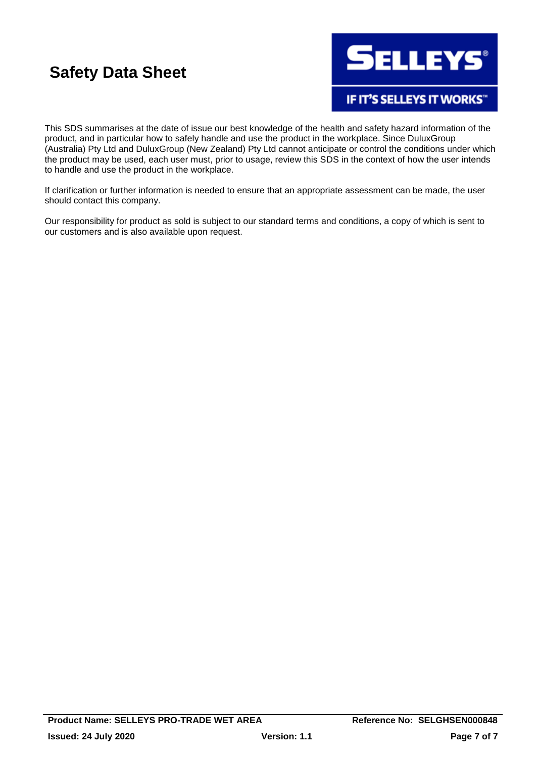This SDS summarises at the date of issue our best knowledge of the health and safety hazard information of the product, and in particular how to safely handle and use the product in the workplace. Since DuluxGroup (Australia) Pty Ltd and DuluxGroup (New Zealand) Pty Ltd cannot anticipate or control the conditions under which the product may be used, each user must, prior to usage, review this SDS in the context of how the user intends to handle and use the product in the workplace.

If clarification or further information is needed to ensure that an appropriate assessment can be made, the user should contact this company.

Our responsibility for product as sold is subject to our standard terms and conditions, a copy of which is sent to our customers and is also available upon request.